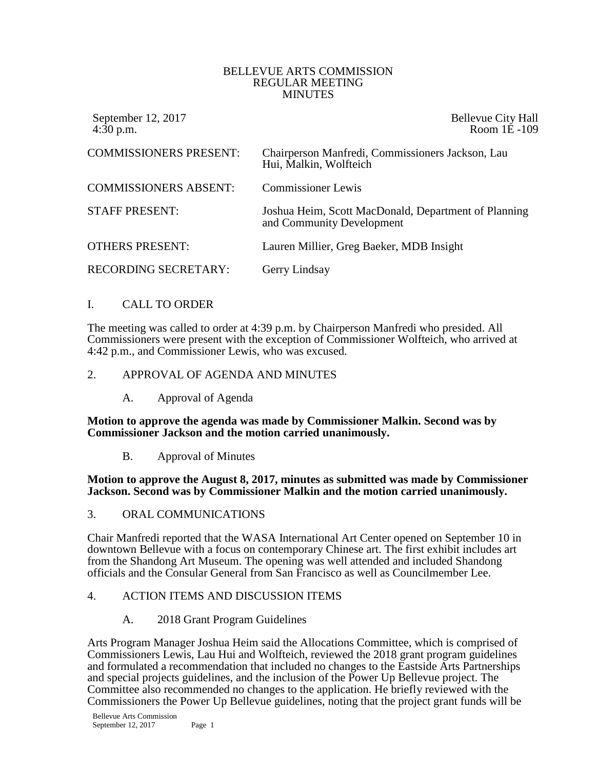# BELLEVUE ARTS COMMISSION
## REGULAR MEETING
## MINUTES

September 12, 2017
4:30 p.m.

Bellevue City Hall
Room 1E -109

| | |
|---|---|
| COMMISSIONERS PRESENT: | Chairperson Manfredi, Commissioners Jackson, Lau Hui, Malkin, Wolfteich |
| COMMISSIONERS ABSENT: | Commissioner Lewis |
| STAFF PRESENT: | Joshua Heim, Scott MacDonald, Department of Planning and Community Development |
| OTHERS PRESENT: | Lauren Millier, Greg Baeker, MDB Insight |
| RECORDING SECRETARY: | Gerry Lindsay |

## I. CALL TO ORDER

The meeting was called to order at 4:39 p.m. by Chairperson Manfredi who presided. All Commissioners were present with the exception of Commissioner Wolfteich, who arrived at 4:42 p.m., and Commissioner Lewis, who was excused.

## 2. APPROVAL OF AGENDA AND MINUTES

### A. Approval of Agenda

**Motion to approve the agenda was made by Commissioner Malkin. Second was by Commissioner Jackson and the motion carried unanimously.**

### B. Approval of Minutes

**Motion to approve the August 8, 2017, minutes as submitted was made by Commissioner Jackson. Second was by Commissioner Malkin and the motion carried unanimously.**

## 3. ORAL COMMUNICATIONS

Chair Manfredi reported that the WASA International Art Center opened on September 10 in downtown Bellevue with a focus on contemporary Chinese art. The first exhibit includes art from the Shandong Art Museum. The opening was well attended and included Shandong officials and the Consular General from San Francisco as well as Councilmember Lee.

## 4. ACTION ITEMS AND DISCUSSION ITEMS

### A. 2018 Grant Program Guidelines

Arts Program Manager Joshua Heim said the Allocations Committee, which is comprised of Commissioners Lewis, Lau Hui and Wolfteich, reviewed the 2018 grant program guidelines and formulated a recommendation that included no changes to the Eastside Arts Partnerships and special projects guidelines, and the inclusion of the Power Up Bellevue project. The Committee also recommended no changes to the application. He briefly reviewed with the Commissioners the Power Up Bellevue guidelines, noting that the project grant funds will be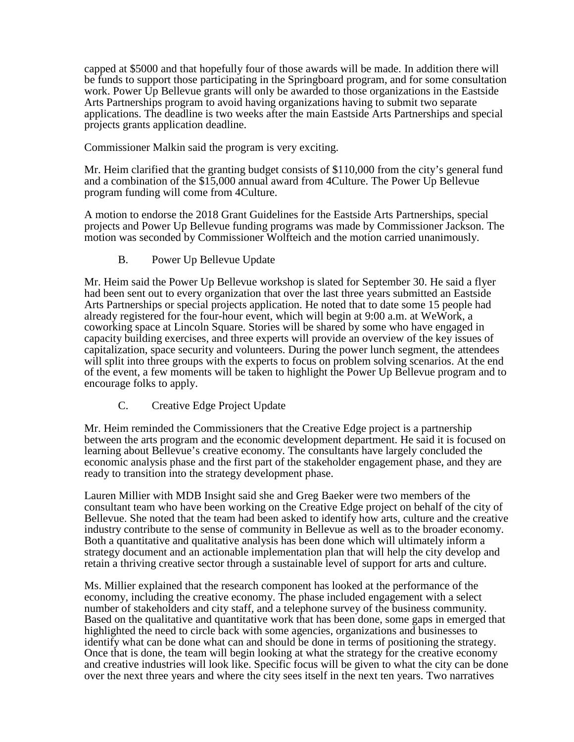capped at $5000 and that hopefully four of those awards will be made. In addition there will be funds to support those participating in the Springboard program, and for some consultation work. Power Up Bellevue grants will only be awarded to those organizations in the Eastside Arts Partnerships program to avoid having organizations having to submit two separate applications. The deadline is two weeks after the main Eastside Arts Partnerships and special projects grants application deadline.

Commissioner Malkin said the program is very exciting.

Mr. Heim clarified that the granting budget consists of $110,000 from the city's general fund and a combination of the $15,000 annual award from 4Culture. The Power Up Bellevue program funding will come from 4Culture.

A motion to endorse the 2018 Grant Guidelines for the Eastside Arts Partnerships, special projects and Power Up Bellevue funding programs was made by Commissioner Jackson. The motion was seconded by Commissioner Wolfteich and the motion carried unanimously.

B. Power Up Bellevue Update

Mr. Heim said the Power Up Bellevue workshop is slated for September 30. He said a flyer had been sent out to every organization that over the last three years submitted an Eastside Arts Partnerships or special projects application. He noted that to date some 15 people had already registered for the four-hour event, which will begin at 9:00 a.m. at WeWork, a coworking space at Lincoln Square. Stories will be shared by some who have engaged in capacity building exercises, and three experts will provide an overview of the key issues of capitalization, space security and volunteers. During the power lunch segment, the attendees will split into three groups with the experts to focus on problem solving scenarios. At the end of the event, a few moments will be taken to highlight the Power Up Bellevue program and to encourage folks to apply.

C. Creative Edge Project Update

Mr. Heim reminded the Commissioners that the Creative Edge project is a partnership between the arts program and the economic development department. He said it is focused on learning about Bellevue's creative economy. The consultants have largely concluded the economic analysis phase and the first part of the stakeholder engagement phase, and they are ready to transition into the strategy development phase.

Lauren Millier with MDB Insight said she and Greg Baeker were two members of the consultant team who have been working on the Creative Edge project on behalf of the city of Bellevue. She noted that the team had been asked to identify how arts, culture and the creative industry contribute to the sense of community in Bellevue as well as to the broader economy. Both a quantitative and qualitative analysis has been done which will ultimately inform a strategy document and an actionable implementation plan that will help the city develop and retain a thriving creative sector through a sustainable level of support for arts and culture.

Ms. Millier explained that the research component has looked at the performance of the economy, including the creative economy. The phase included engagement with a select number of stakeholders and city staff, and a telephone survey of the business community. Based on the qualitative and quantitative work that has been done, some gaps in emerged that highlighted the need to circle back with some agencies, organizations and businesses to identify what can be done what can and should be done in terms of positioning the strategy. Once that is done, the team will begin looking at what the strategy for the creative economy and creative industries will look like. Specific focus will be given to what the city can be done over the next three years and where the city sees itself in the next ten years. Two narratives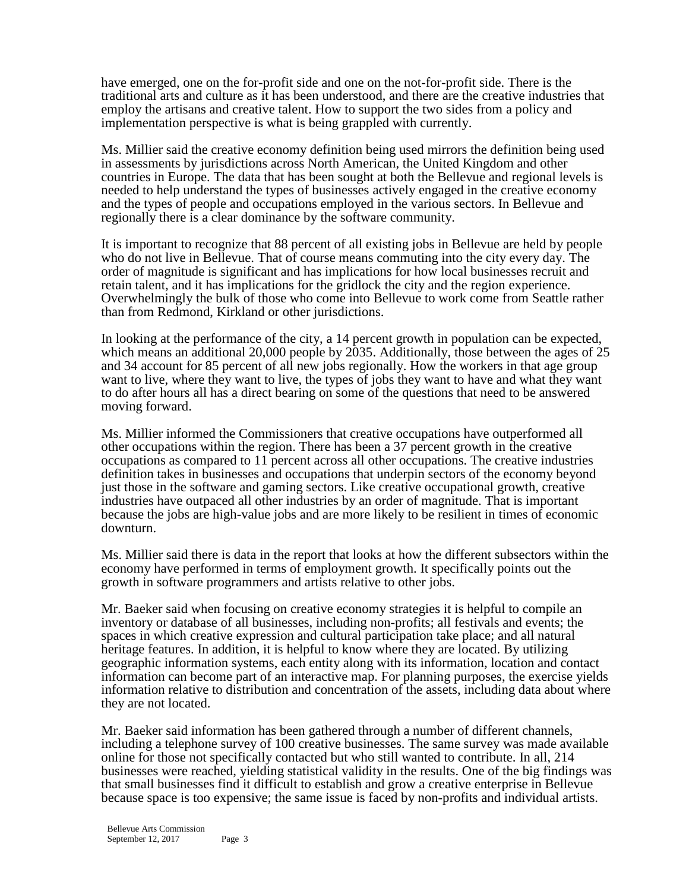have emerged, one on the for-profit side and one on the not-for-profit side. There is the traditional arts and culture as it has been understood, and there are the creative industries that employ the artisans and creative talent. How to support the two sides from a policy and implementation perspective is what is being grappled with currently.

Ms. Millier said the creative economy definition being used mirrors the definition being used in assessments by jurisdictions across North American, the United Kingdom and other countries in Europe. The data that has been sought at both the Bellevue and regional levels is needed to help understand the types of businesses actively engaged in the creative economy and the types of people and occupations employed in the various sectors. In Bellevue and regionally there is a clear dominance by the software community.

It is important to recognize that 88 percent of all existing jobs in Bellevue are held by people who do not live in Bellevue. That of course means commuting into the city every day. The order of magnitude is significant and has implications for how local businesses recruit and retain talent, and it has implications for the gridlock the city and the region experience. Overwhelmingly the bulk of those who come into Bellevue to work come from Seattle rather than from Redmond, Kirkland or other jurisdictions.

In looking at the performance of the city, a 14 percent growth in population can be expected, which means an additional 20,000 people by 2035. Additionally, those between the ages of 25 and 34 account for 85 percent of all new jobs regionally. How the workers in that age group want to live, where they want to live, the types of jobs they want to have and what they want to do after hours all has a direct bearing on some of the questions that need to be answered moving forward.

Ms. Millier informed the Commissioners that creative occupations have outperformed all other occupations within the region. There has been a 37 percent growth in the creative occupations as compared to 11 percent across all other occupations. The creative industries definition takes in businesses and occupations that underpin sectors of the economy beyond just those in the software and gaming sectors. Like creative occupational growth, creative industries have outpaced all other industries by an order of magnitude. That is important because the jobs are high-value jobs and are more likely to be resilient in times of economic downturn.

Ms. Millier said there is data in the report that looks at how the different subsectors within the economy have performed in terms of employment growth. It specifically points out the growth in software programmers and artists relative to other jobs.

Mr. Baeker said when focusing on creative economy strategies it is helpful to compile an inventory or database of all businesses, including non-profits; all festivals and events; the spaces in which creative expression and cultural participation take place; and all natural heritage features. In addition, it is helpful to know where they are located. By utilizing geographic information systems, each entity along with its information, location and contact information can become part of an interactive map. For planning purposes, the exercise yields information relative to distribution and concentration of the assets, including data about where they are not located.

Mr. Baeker said information has been gathered through a number of different channels, including a telephone survey of 100 creative businesses. The same survey was made available online for those not specifically contacted but who still wanted to contribute. In all, 214 businesses were reached, yielding statistical validity in the results. One of the big findings was that small businesses find it difficult to establish and grow a creative enterprise in Bellevue because space is too expensive; the same issue is faced by non-profits and individual artists.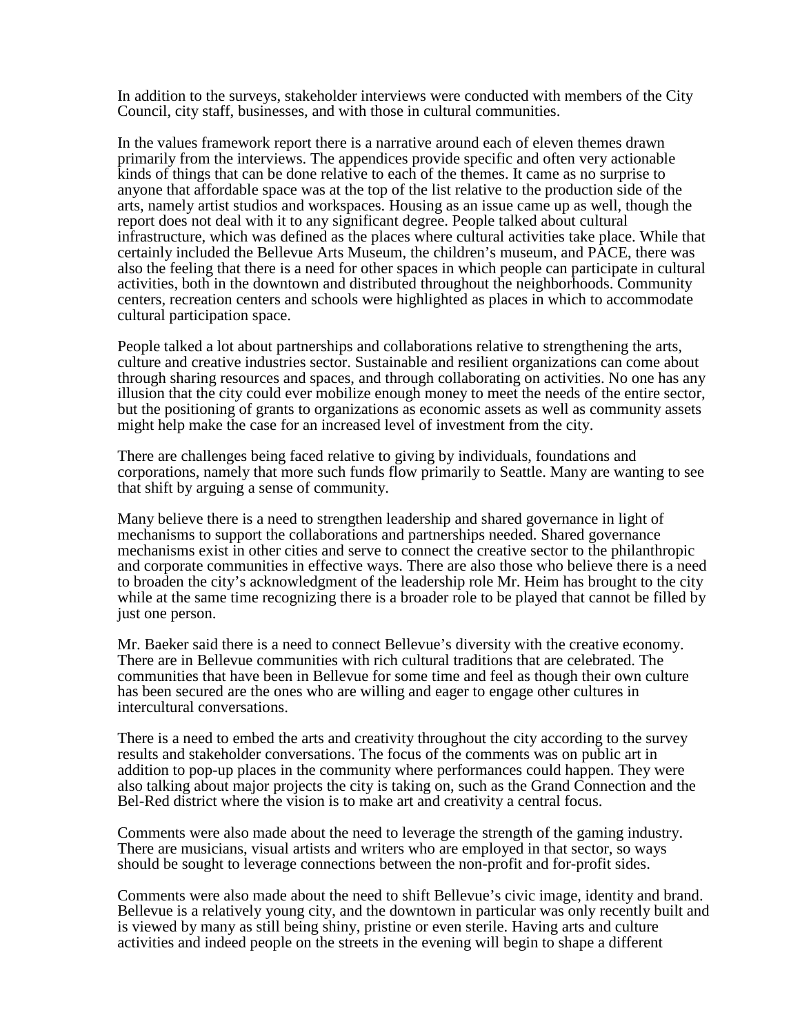In addition to the surveys, stakeholder interviews were conducted with members of the City Council, city staff, businesses, and with those in cultural communities.

In the values framework report there is a narrative around each of eleven themes drawn primarily from the interviews. The appendices provide specific and often very actionable kinds of things that can be done relative to each of the themes. It came as no surprise to anyone that affordable space was at the top of the list relative to the production side of the arts, namely artist studios and workspaces. Housing as an issue came up as well, though the report does not deal with it to any significant degree. People talked about cultural infrastructure, which was defined as the places where cultural activities take place. While that certainly included the Bellevue Arts Museum, the children's museum, and PACE, there was also the feeling that there is a need for other spaces in which people can participate in cultural activities, both in the downtown and distributed throughout the neighborhoods. Community centers, recreation centers and schools were highlighted as places in which to accommodate cultural participation space.

People talked a lot about partnerships and collaborations relative to strengthening the arts, culture and creative industries sector. Sustainable and resilient organizations can come about through sharing resources and spaces, and through collaborating on activities. No one has any illusion that the city could ever mobilize enough money to meet the needs of the entire sector, but the positioning of grants to organizations as economic assets as well as community assets might help make the case for an increased level of investment from the city.

There are challenges being faced relative to giving by individuals, foundations and corporations, namely that more such funds flow primarily to Seattle. Many are wanting to see that shift by arguing a sense of community.

Many believe there is a need to strengthen leadership and shared governance in light of mechanisms to support the collaborations and partnerships needed. Shared governance mechanisms exist in other cities and serve to connect the creative sector to the philanthropic and corporate communities in effective ways. There are also those who believe there is a need to broaden the city's acknowledgment of the leadership role Mr. Heim has brought to the city while at the same time recognizing there is a broader role to be played that cannot be filled by just one person.

Mr. Baeker said there is a need to connect Bellevue's diversity with the creative economy. There are in Bellevue communities with rich cultural traditions that are celebrated. The communities that have been in Bellevue for some time and feel as though their own culture has been secured are the ones who are willing and eager to engage other cultures in intercultural conversations.

There is a need to embed the arts and creativity throughout the city according to the survey results and stakeholder conversations. The focus of the comments was on public art in addition to pop-up places in the community where performances could happen. They were also talking about major projects the city is taking on, such as the Grand Connection and the Bel-Red district where the vision is to make art and creativity a central focus.

Comments were also made about the need to leverage the strength of the gaming industry. There are musicians, visual artists and writers who are employed in that sector, so ways should be sought to leverage connections between the non-profit and for-profit sides.

Comments were also made about the need to shift Bellevue's civic image, identity and brand. Bellevue is a relatively young city, and the downtown in particular was only recently built and is viewed by many as still being shiny, pristine or even sterile. Having arts and culture activities and indeed people on the streets in the evening will begin to shape a different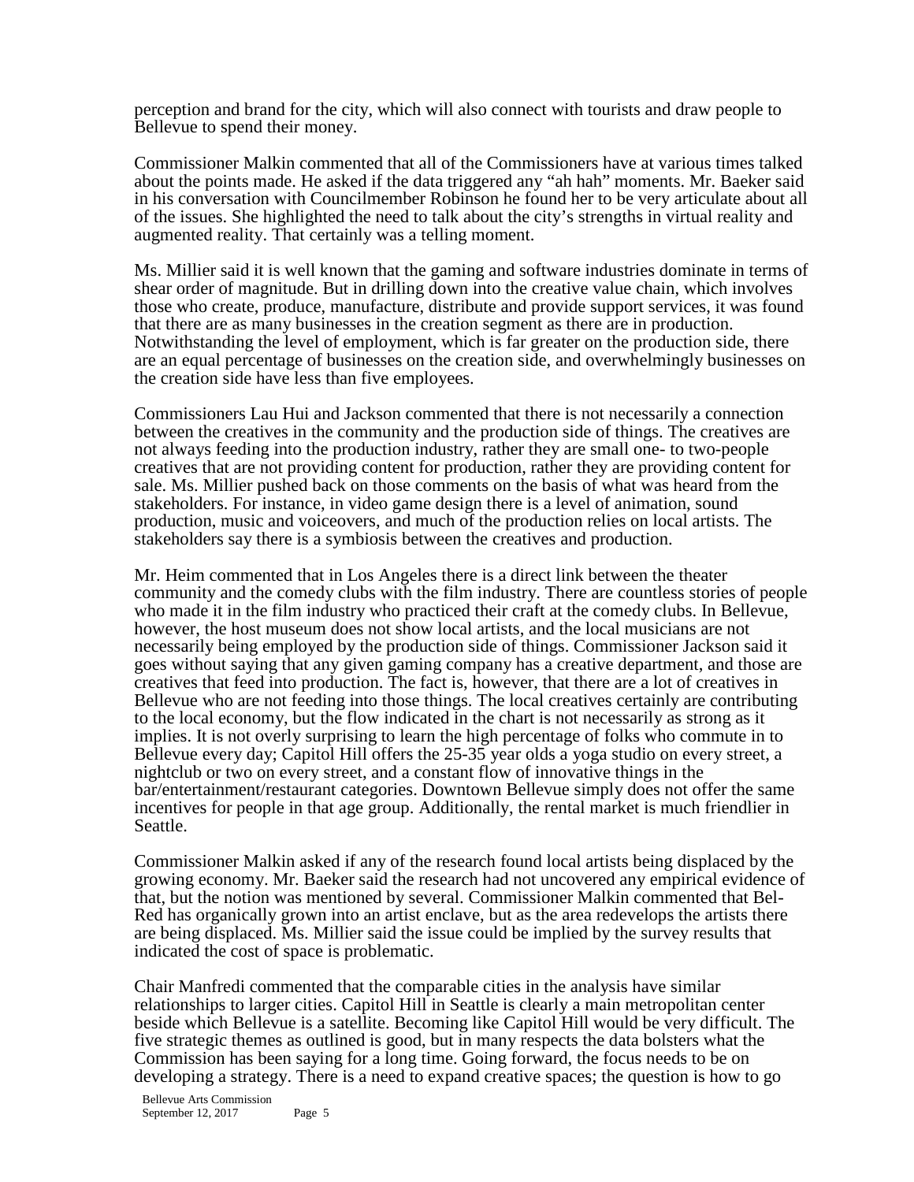perception and brand for the city, which will also connect with tourists and draw people to Bellevue to spend their money.

Commissioner Malkin commented that all of the Commissioners have at various times talked about the points made. He asked if the data triggered any "ah hah" moments. Mr. Baeker said in his conversation with Councilmember Robinson he found her to be very articulate about all of the issues. She highlighted the need to talk about the city's strengths in virtual reality and augmented reality. That certainly was a telling moment.

Ms. Millier said it is well known that the gaming and software industries dominate in terms of shear order of magnitude. But in drilling down into the creative value chain, which involves those who create, produce, manufacture, distribute and provide support services, it was found that there are as many businesses in the creation segment as there are in production. Notwithstanding the level of employment, which is far greater on the production side, there are an equal percentage of businesses on the creation side, and overwhelmingly businesses on the creation side have less than five employees.

Commissioners Lau Hui and Jackson commented that there is not necessarily a connection between the creatives in the community and the production side of things. The creatives are not always feeding into the production industry, rather they are small one- to two-people creatives that are not providing content for production, rather they are providing content for sale. Ms. Millier pushed back on those comments on the basis of what was heard from the stakeholders. For instance, in video game design there is a level of animation, sound production, music and voiceovers, and much of the production relies on local artists. The stakeholders say there is a symbiosis between the creatives and production.

Mr. Heim commented that in Los Angeles there is a direct link between the theater community and the comedy clubs with the film industry. There are countless stories of people who made it in the film industry who practiced their craft at the comedy clubs. In Bellevue, however, the host museum does not show local artists, and the local musicians are not necessarily being employed by the production side of things. Commissioner Jackson said it goes without saying that any given gaming company has a creative department, and those are creatives that feed into production. The fact is, however, that there are a lot of creatives in Bellevue who are not feeding into those things. The local creatives certainly are contributing to the local economy, but the flow indicated in the chart is not necessarily as strong as it implies. It is not overly surprising to learn the high percentage of folks who commute in to Bellevue every day; Capitol Hill offers the 25-35 year olds a yoga studio on every street, a nightclub or two on every street, and a constant flow of innovative things in the bar/entertainment/restaurant categories. Downtown Bellevue simply does not offer the same incentives for people in that age group. Additionally, the rental market is much friendlier in Seattle.

Commissioner Malkin asked if any of the research found local artists being displaced by the growing economy. Mr. Baeker said the research had not uncovered any empirical evidence of that, but the notion was mentioned by several. Commissioner Malkin commented that Bel-Red has organically grown into an artist enclave, but as the area redevelops the artists there are being displaced. Ms. Millier said the issue could be implied by the survey results that indicated the cost of space is problematic.

Chair Manfredi commented that the comparable cities in the analysis have similar relationships to larger cities. Capitol Hill in Seattle is clearly a main metropolitan center beside which Bellevue is a satellite. Becoming like Capitol Hill would be very difficult. The five strategic themes as outlined is good, but in many respects the data bolsters what the Commission has been saying for a long time. Going forward, the focus needs to be on developing a strategy. There is a need to expand creative spaces; the question is how to go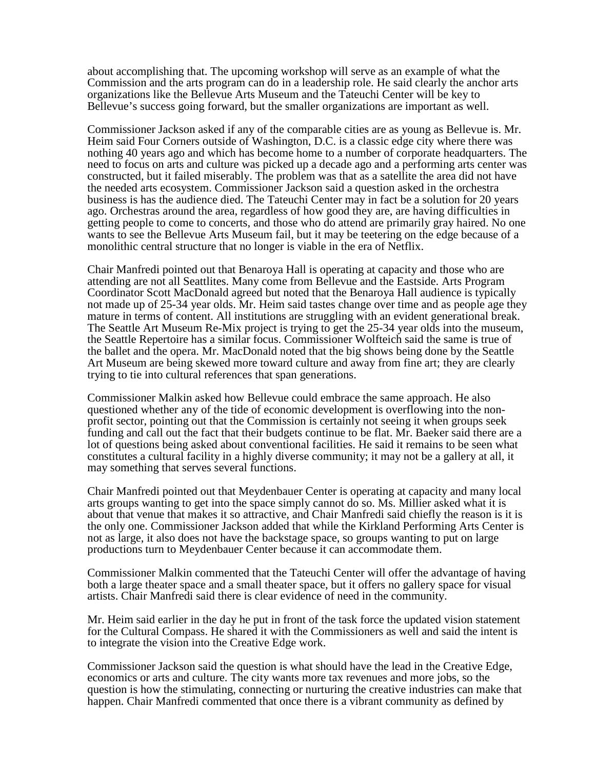about accomplishing that. The upcoming workshop will serve as an example of what the Commission and the arts program can do in a leadership role. He said clearly the anchor arts organizations like the Bellevue Arts Museum and the Tateuchi Center will be key to Bellevue's success going forward, but the smaller organizations are important as well.

Commissioner Jackson asked if any of the comparable cities are as young as Bellevue is. Mr. Heim said Four Corners outside of Washington, D.C. is a classic edge city where there was nothing 40 years ago and which has become home to a number of corporate headquarters. The need to focus on arts and culture was picked up a decade ago and a performing arts center was constructed, but it failed miserably. The problem was that as a satellite the area did not have the needed arts ecosystem. Commissioner Jackson said a question asked in the orchestra business is has the audience died. The Tateuchi Center may in fact be a solution for 20 years ago. Orchestras around the area, regardless of how good they are, are having difficulties in getting people to come to concerts, and those who do attend are primarily gray haired. No one wants to see the Bellevue Arts Museum fail, but it may be teetering on the edge because of a monolithic central structure that no longer is viable in the era of Netflix.

Chair Manfredi pointed out that Benaroya Hall is operating at capacity and those who are attending are not all Seattlites. Many come from Bellevue and the Eastside. Arts Program Coordinator Scott MacDonald agreed but noted that the Benaroya Hall audience is typically not made up of 25-34 year olds. Mr. Heim said tastes change over time and as people age they mature in terms of content. All institutions are struggling with an evident generational break. The Seattle Art Museum Re-Mix project is trying to get the 25-34 year olds into the museum, the Seattle Repertoire has a similar focus. Commissioner Wolfteich said the same is true of the ballet and the opera. Mr. MacDonald noted that the big shows being done by the Seattle Art Museum are being skewed more toward culture and away from fine art; they are clearly trying to tie into cultural references that span generations.

Commissioner Malkin asked how Bellevue could embrace the same approach. He also questioned whether any of the tide of economic development is overflowing into the non-profit sector, pointing out that the Commission is certainly not seeing it when groups seek funding and call out the fact that their budgets continue to be flat. Mr. Baeker said there are a lot of questions being asked about conventional facilities. He said it remains to be seen what constitutes a cultural facility in a highly diverse community; it may not be a gallery at all, it may something that serves several functions.

Chair Manfredi pointed out that Meydenbauer Center is operating at capacity and many local arts groups wanting to get into the space simply cannot do so. Ms. Millier asked what it is about that venue that makes it so attractive, and Chair Manfredi said chiefly the reason is it is the only one. Commissioner Jackson added that while the Kirkland Performing Arts Center is not as large, it also does not have the backstage space, so groups wanting to put on large productions turn to Meydenbauer Center because it can accommodate them.

Commissioner Malkin commented that the Tateuchi Center will offer the advantage of having both a large theater space and a small theater space, but it offers no gallery space for visual artists. Chair Manfredi said there is clear evidence of need in the community.

Mr. Heim said earlier in the day he put in front of the task force the updated vision statement for the Cultural Compass. He shared it with the Commissioners as well and said the intent is to integrate the vision into the Creative Edge work.

Commissioner Jackson said the question is what should have the lead in the Creative Edge, economics or arts and culture. The city wants more tax revenues and more jobs, so the question is how the stimulating, connecting or nurturing the creative industries can make that happen. Chair Manfredi commented that once there is a vibrant community as defined by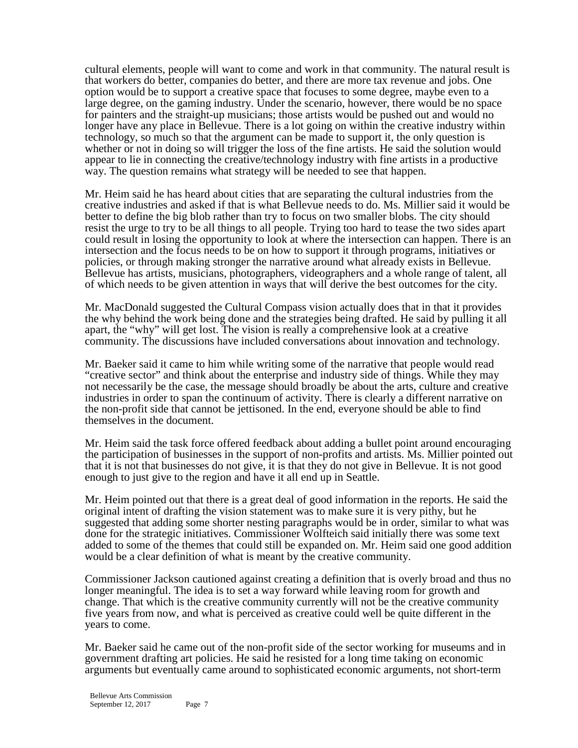cultural elements, people will want to come and work in that community. The natural result is that workers do better, companies do better, and there are more tax revenue and jobs. One option would be to support a creative space that focuses to some degree, maybe even to a large degree, on the gaming industry. Under the scenario, however, there would be no space for painters and the straight-up musicians; those artists would be pushed out and would no longer have any place in Bellevue. There is a lot going on within the creative industry within technology, so much so that the argument can be made to support it, the only question is whether or not in doing so will trigger the loss of the fine artists. He said the solution would appear to lie in connecting the creative/technology industry with fine artists in a productive way. The question remains what strategy will be needed to see that happen.

Mr. Heim said he has heard about cities that are separating the cultural industries from the creative industries and asked if that is what Bellevue needs to do. Ms. Millier said it would be better to define the big blob rather than try to focus on two smaller blobs. The city should resist the urge to try to be all things to all people. Trying too hard to tease the two sides apart could result in losing the opportunity to look at where the intersection can happen. There is an intersection and the focus needs to be on how to support it through programs, initiatives or policies, or through making stronger the narrative around what already exists in Bellevue. Bellevue has artists, musicians, photographers, videographers and a whole range of talent, all of which needs to be given attention in ways that will derive the best outcomes for the city.

Mr. MacDonald suggested the Cultural Compass vision actually does that in that it provides the why behind the work being done and the strategies being drafted. He said by pulling it all apart, the "why" will get lost. The vision is really a comprehensive look at a creative community. The discussions have included conversations about innovation and technology.

Mr. Baeker said it came to him while writing some of the narrative that people would read "creative sector" and think about the enterprise and industry side of things. While they may not necessarily be the case, the message should broadly be about the arts, culture and creative industries in order to span the continuum of activity. There is clearly a different narrative on the non-profit side that cannot be jettisoned. In the end, everyone should be able to find themselves in the document.

Mr. Heim said the task force offered feedback about adding a bullet point around encouraging the participation of businesses in the support of non-profits and artists. Ms. Millier pointed out that it is not that businesses do not give, it is that they do not give in Bellevue. It is not good enough to just give to the region and have it all end up in Seattle.

Mr. Heim pointed out that there is a great deal of good information in the reports. He said the original intent of drafting the vision statement was to make sure it is very pithy, but he suggested that adding some shorter nesting paragraphs would be in order, similar to what was done for the strategic initiatives. Commissioner Wolfteich said initially there was some text added to some of the themes that could still be expanded on. Mr. Heim said one good addition would be a clear definition of what is meant by the creative community.

Commissioner Jackson cautioned against creating a definition that is overly broad and thus no longer meaningful. The idea is to set a way forward while leaving room for growth and change. That which is the creative community currently will not be the creative community five years from now, and what is perceived as creative could well be quite different in the years to come.

Mr. Baeker said he came out of the non-profit side of the sector working for museums and in government drafting art policies. He said he resisted for a long time taking on economic arguments but eventually came around to sophisticated economic arguments, not short-term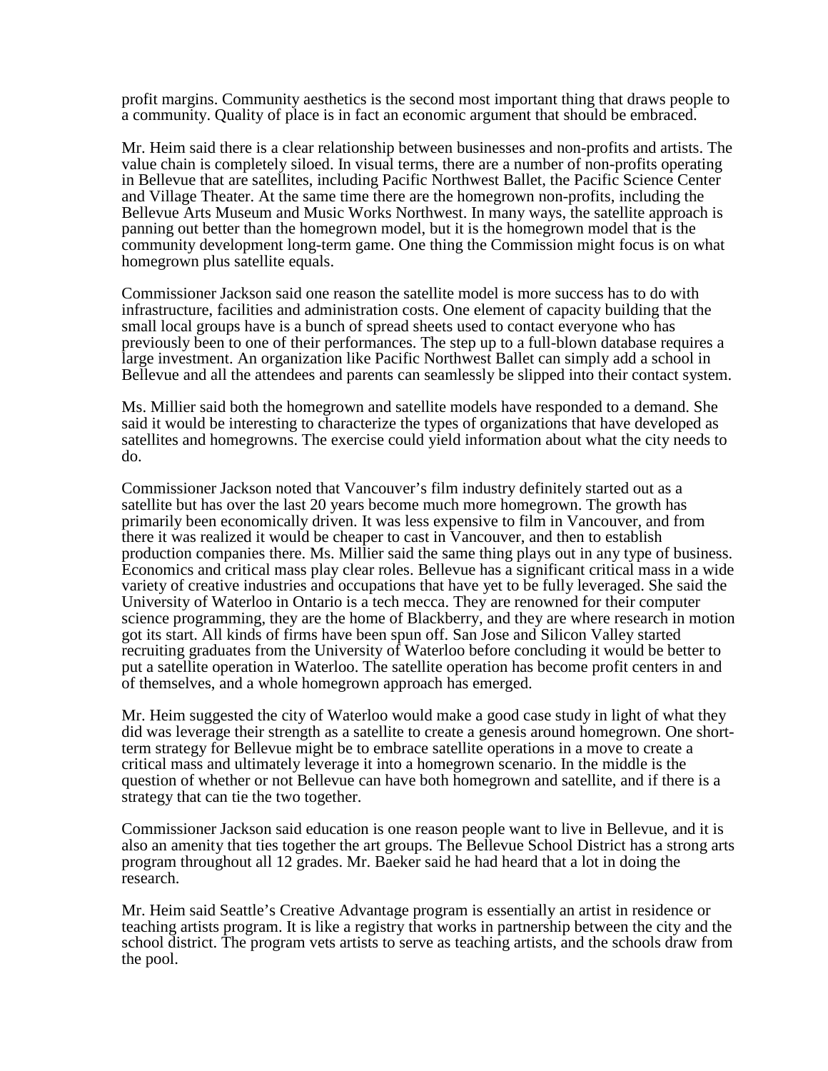profit margins. Community aesthetics is the second most important thing that draws people to a community. Quality of place is in fact an economic argument that should be embraced.

Mr. Heim said there is a clear relationship between businesses and non-profits and artists. The value chain is completely siloed. In visual terms, there are a number of non-profits operating in Bellevue that are satellites, including Pacific Northwest Ballet, the Pacific Science Center and Village Theater. At the same time there are the homegrown non-profits, including the Bellevue Arts Museum and Music Works Northwest. In many ways, the satellite approach is panning out better than the homegrown model, but it is the homegrown model that is the community development long-term game. One thing the Commission might focus is on what homegrown plus satellite equals.

Commissioner Jackson said one reason the satellite model is more success has to do with infrastructure, facilities and administration costs. One element of capacity building that the small local groups have is a bunch of spread sheets used to contact everyone who has previously been to one of their performances. The step up to a full-blown database requires a large investment. An organization like Pacific Northwest Ballet can simply add a school in Bellevue and all the attendees and parents can seamlessly be slipped into their contact system.

Ms. Millier said both the homegrown and satellite models have responded to a demand. She said it would be interesting to characterize the types of organizations that have developed as satellites and homegrowns. The exercise could yield information about what the city needs to do.

Commissioner Jackson noted that Vancouver's film industry definitely started out as a satellite but has over the last 20 years become much more homegrown. The growth has primarily been economically driven. It was less expensive to film in Vancouver, and from there it was realized it would be cheaper to cast in Vancouver, and then to establish production companies there. Ms. Millier said the same thing plays out in any type of business. Economics and critical mass play clear roles. Bellevue has a significant critical mass in a wide variety of creative industries and occupations that have yet to be fully leveraged. She said the University of Waterloo in Ontario is a tech mecca. They are renowned for their computer science programming, they are the home of Blackberry, and they are where research in motion got its start. All kinds of firms have been spun off. San Jose and Silicon Valley started recruiting graduates from the University of Waterloo before concluding it would be better to put a satellite operation in Waterloo. The satellite operation has become profit centers in and of themselves, and a whole homegrown approach has emerged.

Mr. Heim suggested the city of Waterloo would make a good case study in light of what they did was leverage their strength as a satellite to create a genesis around homegrown. One short-term strategy for Bellevue might be to embrace satellite operations in a move to create a critical mass and ultimately leverage it into a homegrown scenario. In the middle is the question of whether or not Bellevue can have both homegrown and satellite, and if there is a strategy that can tie the two together.

Commissioner Jackson said education is one reason people want to live in Bellevue, and it is also an amenity that ties together the art groups. The Bellevue School District has a strong arts program throughout all 12 grades. Mr. Baeker said he had heard that a lot in doing the research.

Mr. Heim said Seattle's Creative Advantage program is essentially an artist in residence or teaching artists program. It is like a registry that works in partnership between the city and the school district. The program vets artists to serve as teaching artists, and the schools draw from the pool.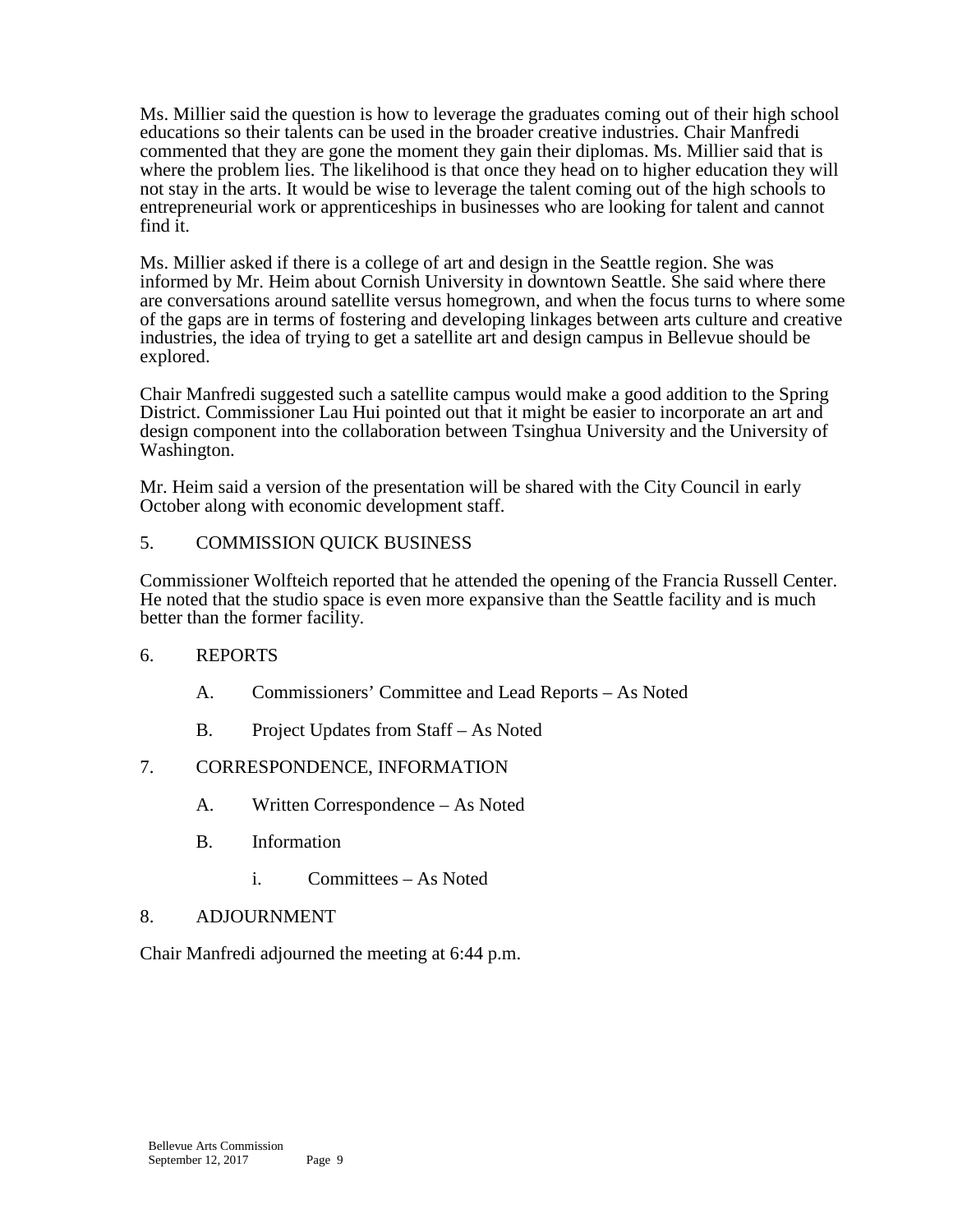Ms. Millier said the question is how to leverage the graduates coming out of their high school educations so their talents can be used in the broader creative industries. Chair Manfredi commented that they are gone the moment they gain their diplomas. Ms. Millier said that is where the problem lies. The likelihood is that once they head on to higher education they will not stay in the arts. It would be wise to leverage the talent coming out of the high schools to entrepreneurial work or apprenticeships in businesses who are looking for talent and cannot find it.

Ms. Millier asked if there is a college of art and design in the Seattle region. She was informed by Mr. Heim about Cornish University in downtown Seattle. She said where there are conversations around satellite versus homegrown, and when the focus turns to where some of the gaps are in terms of fostering and developing linkages between arts culture and creative industries, the idea of trying to get a satellite art and design campus in Bellevue should be explored.

Chair Manfredi suggested such a satellite campus would make a good addition to the Spring District. Commissioner Lau Hui pointed out that it might be easier to incorporate an art and design component into the collaboration between Tsinghua University and the University of Washington.

Mr. Heim said a version of the presentation will be shared with the City Council in early October along with economic development staff.

5. COMMISSION QUICK BUSINESS

Commissioner Wolfteich reported that he attended the opening of the Francia Russell Center. He noted that the studio space is even more expansive than the Seattle facility and is much better than the former facility.

6. REPORTS

   A. Commissioners' Committee and Lead Reports – As Noted

   B. Project Updates from Staff – As Noted

7. CORRESPONDENCE, INFORMATION

   A. Written Correspondence – As Noted

   B. Information

      i. Committees – As Noted

8. ADJOURNMENT

Chair Manfredi adjourned the meeting at 6:44 p.m.